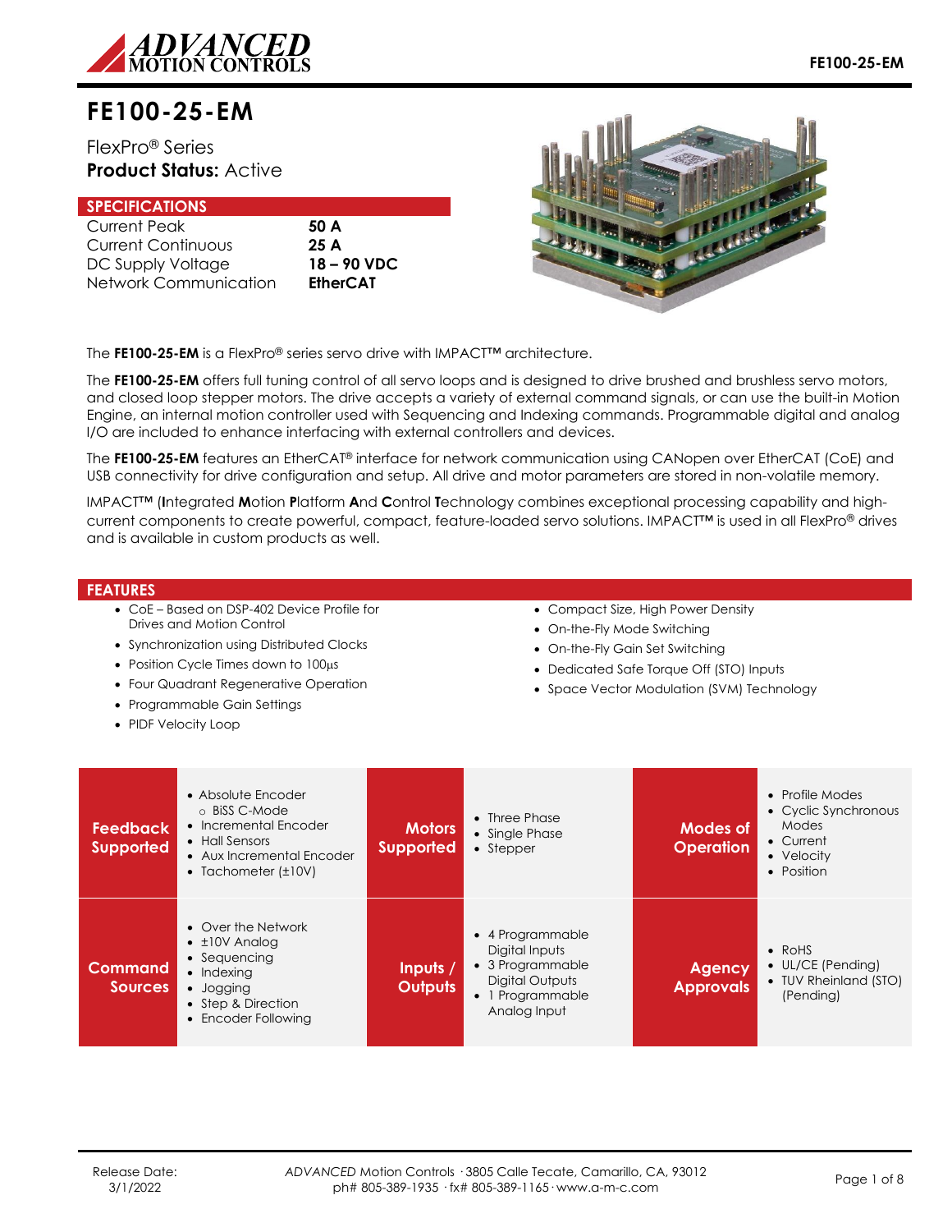# FE100-25-EM

FlexPro® Series
**Product Status:** Active

## SPECIFICATIONS

| | |
|---|---|
| Current Peak | **50 A** |
| Current Continuous | **25 A** |
| DC Supply Voltage | **18 – 90 VDC** |
| Network Communication | **EtherCAT** |

The **FE100-25-EM** is a FlexPro® series servo drive with IMPACT™ architecture.

The **FE100-25-EM** offers full tuning control of all servo loops and is designed to drive brushed and brushless servo motors, and closed loop stepper motors. The drive accepts a variety of external command signals, or can use the built-in Motion Engine, an internal motion controller used with Sequencing and Indexing commands. Programmable digital and analog I/O are included to enhance interfacing with external controllers and devices.

The **FE100-25-EM** features an EtherCAT® interface for network communication using CANopen over EtherCAT (CoE) and USB connectivity for drive configuration and setup. All drive and motor parameters are stored in non-volatile memory.

IMPACT™ (**I**ntegrated **M**otion **P**latform **A**nd **C**ontrol **T**echnology combines exceptional processing capability and high-current components to create powerful, compact, feature-loaded servo solutions. IMPACT™ is used in all FlexPro® drives and is available in custom products as well.

## FEATURES

- CoE – Based on DSP-402 Device Profile for Drives and Motion Control
- Synchronization using Distributed Clocks
- Position Cycle Times down to 100µs
- Four Quadrant Regenerative Operation
- Programmable Gain Settings
- PIDF Velocity Loop
- Compact Size, High Power Density
- On-the-Fly Mode Switching
- On-the-Fly Gain Set Switching
- Dedicated Safe Torque Off (STO) Inputs
- Space Vector Modulation (SVM) Technology

| | | | | | |
|---|---|---|---|---|---|
| **Feedback Supported** | • Absolute Encoder<br>  ○ BiSS C-Mode<br>• Incremental Encoder<br>• Hall Sensors<br>• Aux Incremental Encoder<br>• Tachometer (±10V) | **Motors Supported** | • Three Phase<br>• Single Phase<br>• Stepper | **Modes of Operation** | • Profile Modes<br>• Cyclic Synchronous Modes<br>• Current<br>• Velocity<br>• Position |
| **Command Sources** | • Over the Network<br>• ±10V Analog<br>• Sequencing<br>• Indexing<br>• Jogging<br>• Step & Direction<br>• Encoder Following | **Inputs / Outputs** | • 4 Programmable Digital Inputs<br>• 3 Programmable Digital Outputs<br>• 1 Programmable Analog Input | **Agency Approvals** | • RoHS<br>• UL/CE (Pending)<br>• TUV Rheinland (STO) (Pending) |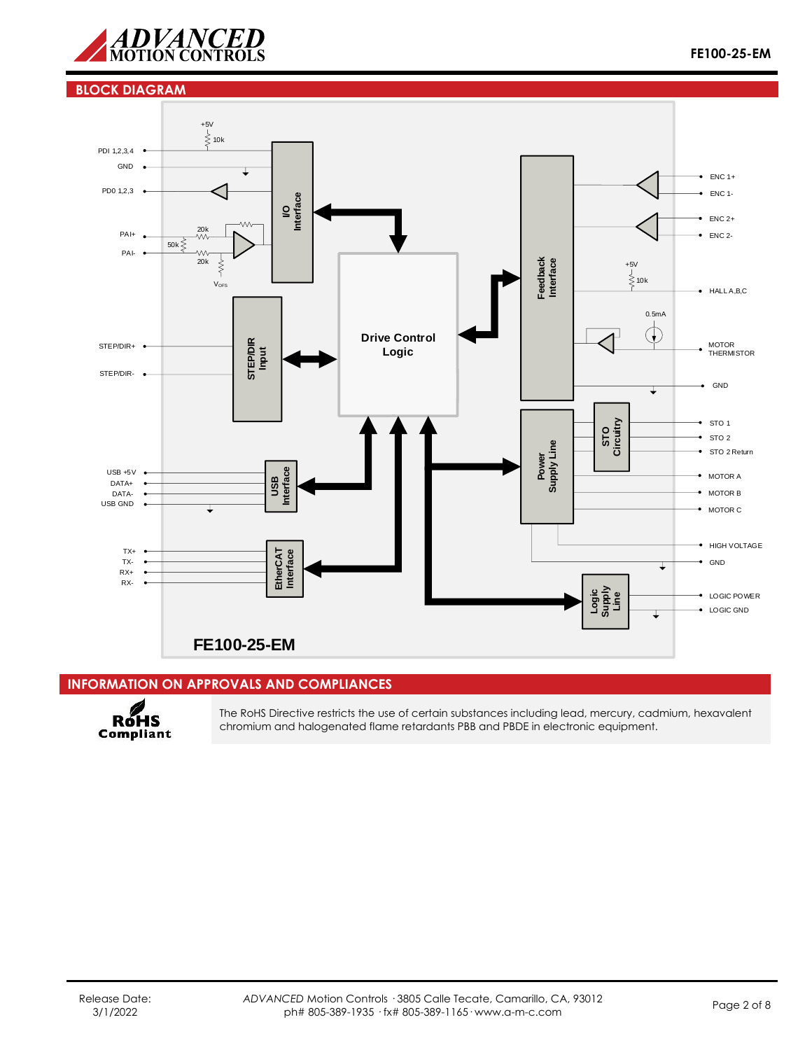## BLOCK DIAGRAM

+5V
10k
PDI 1,2,3,4
GND
PD0 1,2,3
PAI+
PAI-
20k
50k
20k
$V_{OFS}$
I/O Interface
STEP/DIR+
STEP/DIR-
STEP/DIR Input
Drive Control Logic
USB +5V
DATA+
DATA-
USB GND
USB Interface
TX+
TX-
RX+
RX-
EtherCAT Interface
Feedback Interface
ENC 1+
ENC 1-
ENC 2+
ENC 2-
+5V
10k
HALL A,B,C
0.5mA
MOTOR THERMISTOR
GND
STO Circuitry
STO 1
STO 2
STO 2 Return
Power Supply Line
MOTOR A
MOTOR B
MOTOR C
HIGH VOLTAGE
GND
Logic Supply Line
LOGIC POWER
LOGIC GND

FE100-25-EM

## INFORMATION ON APPROVALS AND COMPLIANCES

RoHS Compliant

The RoHS Directive restricts the use of certain substances including lead, mercury, cadmium, hexavalent chromium and halogenated flame retardants PBB and PBDE in electronic equipment.

Release Date: 3/1/2022

*ADVANCED* Motion Controls · 3805 Calle Tecate, Camarillo, CA, 93012
ph# 805-389-1935 · fx# 805-389-1165 · www.a-m-c.com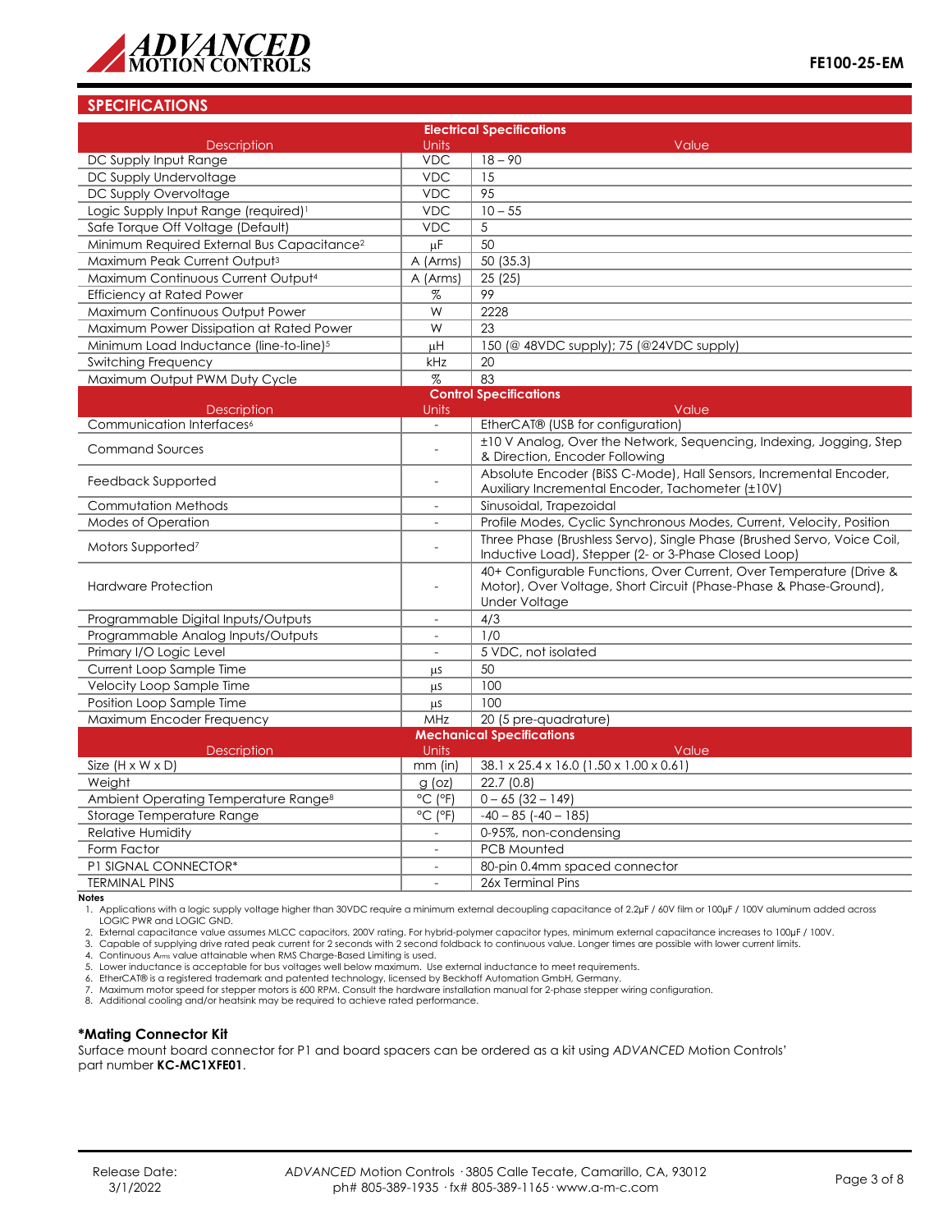## SPECIFICATIONS

| Electrical Specifications | | |
|---|---|---|
| **Description** | **Units** | **Value** |
| DC Supply Input Range | VDC | 18 – 90 |
| DC Supply Undervoltage | VDC | 15 |
| DC Supply Overvoltage | VDC | 95 |
| Logic Supply Input Range (required)[1] | VDC | 10 – 55 |
| Safe Torque Off Voltage (Default) | VDC | 5 |
| Minimum Required External Bus Capacitance[2] | μF | 50 |
| Maximum Peak Current Output[3] | A (Arms) | 50 (35.3) |
| Maximum Continuous Current Output[4] | A (Arms) | 25 (25) |
| Efficiency at Rated Power | % | 99 |
| Maximum Continuous Output Power | W | 2228 |
| Maximum Power Dissipation at Rated Power | W | 23 |
| Minimum Load Inductance (line-to-line)[5] | μH | 150 (@ 48VDC supply); 75 (@24VDC supply) |
| Switching Frequency | kHz | 20 |
| Maximum Output PWM Duty Cycle | % | 83 |
| **Control Specifications** | | |
| **Description** | **Units** | **Value** |
| Communication Interfaces[6] | - | EtherCAT® (USB for configuration) |
| Command Sources | - | ±10 V Analog, Over the Network, Sequencing, Indexing, Jogging, Step & Direction, Encoder Following |
| Feedback Supported | - | Absolute Encoder (BiSS C-Mode), Hall Sensors, Incremental Encoder, Auxiliary Incremental Encoder, Tachometer (±10V) |
| Commutation Methods | - | Sinusoidal, Trapezoidal |
| Modes of Operation | - | Profile Modes, Cyclic Synchronous Modes, Current, Velocity, Position |
| Motors Supported[7] | - | Three Phase (Brushless Servo), Single Phase (Brushed Servo, Voice Coil, Inductive Load), Stepper (2- or 3-Phase Closed Loop) |
| Hardware Protection | - | 40+ Configurable Functions, Over Current, Over Temperature (Drive & Motor), Over Voltage, Short Circuit (Phase-Phase & Phase-Ground), Under Voltage |
| Programmable Digital Inputs/Outputs | - | 4/3 |
| Programmable Analog Inputs/Outputs | - | 1/0 |
| Primary I/O Logic Level | - | 5 VDC, not isolated |
| Current Loop Sample Time | μs | 50 |
| Velocity Loop Sample Time | μs | 100 |
| Position Loop Sample Time | μs | 100 |
| Maximum Encoder Frequency | MHz | 20 (5 pre-quadrature) |
| **Mechanical Specifications** | | |
| **Description** | **Units** | **Value** |
| Size (H x W x D) | mm (in) | 38.1 x 25.4 x 16.0 (1.50 x 1.00 x 0.61) |
| Weight | g (oz) | 22.7 (0.8) |
| Ambient Operating Temperature Range[8] | °C (°F) | 0 – 65 (32 – 149) |
| Storage Temperature Range | °C (°F) | -40 – 85 (-40 – 185) |
| Relative Humidity | - | 0-95%, non-condensing |
| Form Factor | - | PCB Mounted |
| P1 SIGNAL CONNECTOR* | - | 80-pin 0.4mm spaced connector |
| TERMINAL PINS | - | 26x Terminal Pins |

**Notes**

1. Applications with a logic supply voltage higher than 30VDC require a minimum external decoupling capacitance of 2.2μF / 60V film or 100μF / 100V aluminum added across LOGIC PWR and LOGIC GND.
2. External capacitance value assumes MLCC capacitors, 200V rating. For hybrid-polymer capacitor types, minimum external capacitance increases to 100μF / 100V.
3. Capable of supplying drive rated peak current for 2 seconds with 2 second foldback to continuous value. Longer times are possible with lower current limits.
4. Continuous $A_{rms}$ value attainable when RMS Charge-Based Limiting is used.
5. Lower inductance is acceptable for bus voltages well below maximum. Use external inductance to meet requirements.
6. EtherCAT® is a registered trademark and patented technology, licensed by Beckhoff Automation GmbH, Germany.
7. Maximum motor speed for stepper motors is 600 RPM. Consult the hardware installation manual for 2-phase stepper wiring configuration.
8. Additional cooling and/or heatsink may be required to achieve rated performance.

### *Mating Connector Kit

Surface mount board connector for P1 and board spacers can be ordered as a kit using *ADVANCED* Motion Controls' part number **KC-MC1XFE01**.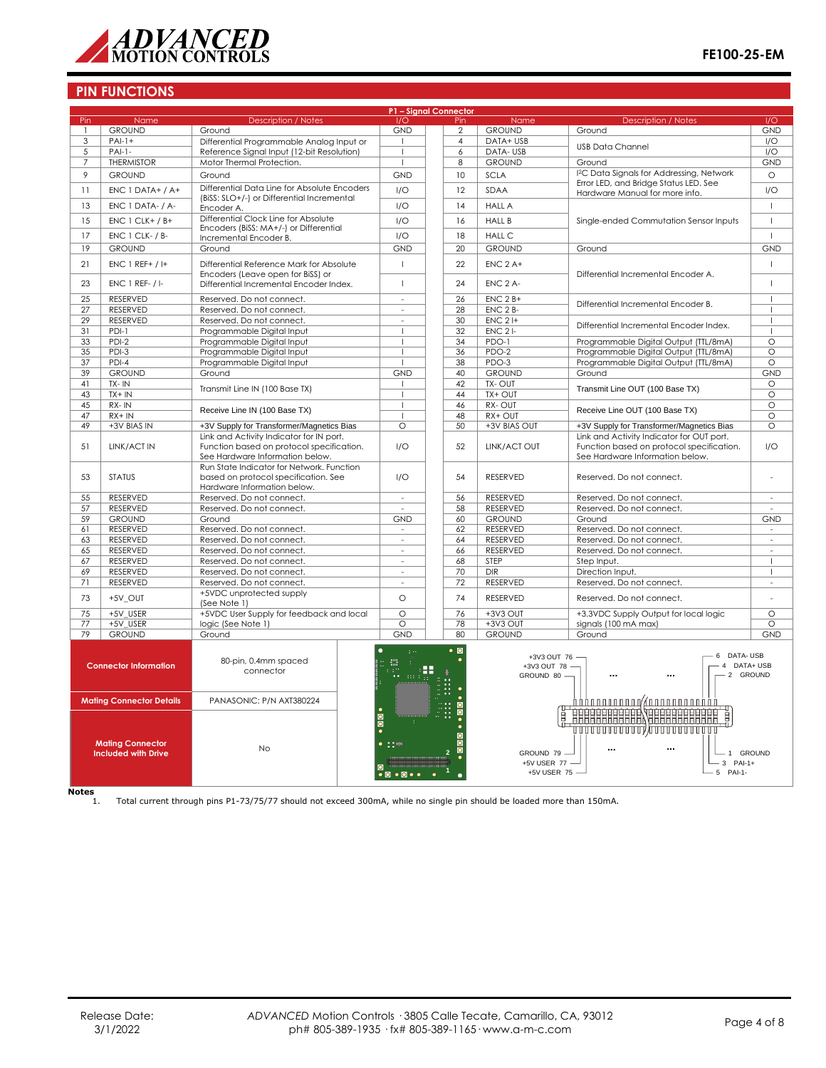## PIN FUNCTIONS

| P1 – Signal Connector | | | | | | | |
|---|---|---|---|---|---|---|---|
| Pin | Name | Description / Notes | I/O | Pin | Name | Description / Notes | I/O |
| 1 | GROUND | Ground | GND | 2 | GROUND | Ground | GND |
| 3 | PAI-1+ | Differential Programmable Analog Input or Reference Signal Input (12-bit Resolution) | I | 4 | DATA+ USB | USB Data Channel | I/O |
| 5 | PAI-1- | | I | 6 | DATA- USB | | I/O |
| 7 | THERMISTOR | Motor Thermal Protection. | I | 8 | GROUND | Ground | GND |
| 9 | GROUND | Ground | GND | 10 | SCLA | I²C Data Signals for Addressing, Network Error LED, and Bridge Status LED. See Hardware Manual for more info. | O |
| 11 | ENC 1 DATA+ / A+ | Differential Data Line for Absolute Encoders (BiSS: SLO+/-) or Differential Incremental Encoder A. | I/O | 12 | SDAA | | I/O |
| 13 | ENC 1 DATA- / A- | | I/O | 14 | HALL A | Single-ended Commutation Sensor Inputs | I |
| 15 | ENC 1 CLK+ / B+ | Differential Clock Line for Absolute Encoders (BiSS: MA+/-) or Differential Incremental Encoder B. | I/O | 16 | HALL B | | I |
| 17 | ENC 1 CLK- / B- | | I/O | 18 | HALL C | | I |
| 19 | GROUND | Ground | GND | 20 | GROUND | Ground | GND |
| 21 | ENC 1 REF+ / I+ | Differential Reference Mark for Absolute Encoders (Leave open for BiSS) or Differential Incremental Encoder Index. | I | 22 | ENC 2 A+ | Differential Incremental Encoder A. | I |
| 23 | ENC 1 REF- / I- | | I | 24 | ENC 2 A- | | I |
| 25 | RESERVED | Reserved. Do not connect. | - | 26 | ENC 2 B+ | Differential Incremental Encoder B. | I |
| 27 | RESERVED | Reserved. Do not connect. | - | 28 | ENC 2 B- | | I |
| 29 | RESERVED | Reserved. Do not connect. | - | 30 | ENC 2 I+ | Differential Incremental Encoder Index. | I |
| 31 | PDI-1 | Programmable Digital Input | I | 32 | ENC 2 I- | | I |
| 33 | PDI-2 | Programmable Digital Input | I | 34 | PDO-1 | Programmable Digital Output (TTL/8mA) | O |
| 35 | PDI-3 | Programmable Digital Input | I | 36 | PDO-2 | Programmable Digital Output (TTL/8mA) | O |
| 37 | PDI-4 | Programmable Digital Input | I | 38 | PDO-3 | Programmable Digital Output (TTL/8mA) | O |
| 39 | GROUND | Ground | GND | 40 | GROUND | Ground | GND |
| 41 | TX- IN | Transmit Line IN (100 Base TX) | I | 42 | TX- OUT | Transmit Line OUT (100 Base TX) | O |
| 43 | TX+ IN | | I | 44 | TX+ OUT | | O |
| 45 | RX- IN | Receive Line IN (100 Base TX) | I | 46 | RX- OUT | Receive Line OUT (100 Base TX) | O |
| 47 | RX+ IN | | I | 48 | RX+ OUT | | O |
| 49 | +3V BIAS IN | +3V Supply for Transformer/Magnetics Bias | O | 50 | +3V BIAS OUT | +3V Supply for Transformer/Magnetics Bias | O |
| 51 | LINK/ACT IN | Link and Activity Indicator for IN port. Function based on protocol specification. See Hardware Information below. | I/O | 52 | LINK/ACT OUT | Link and Activity Indicator for OUT port. Function based on protocol specification. See Hardware Information below. | I/O |
| 53 | STATUS | Run State Indicator for Network. Function based on protocol specification. See Hardware Information below. | I/O | 54 | RESERVED | Reserved. Do not connect. | - |
| 55 | RESERVED | Reserved. Do not connect. | - | 56 | RESERVED | Reserved. Do not connect. | - |
| 57 | RESERVED | Reserved. Do not connect. | - | 58 | RESERVED | Reserved. Do not connect. | - |
| 59 | GROUND | Ground | GND | 60 | GROUND | Ground | GND |
| 61 | RESERVED | Reserved. Do not connect. | - | 62 | RESERVED | Reserved. Do not connect. | - |
| 63 | RESERVED | Reserved. Do not connect. | - | 64 | RESERVED | Reserved. Do not connect. | - |
| 65 | RESERVED | Reserved. Do not connect. | - | 66 | RESERVED | Reserved. Do not connect. | - |
| 67 | RESERVED | Reserved. Do not connect. | - | 68 | STEP | Step Input. | I |
| 69 | RESERVED | Reserved. Do not connect. | - | 70 | DIR | Direction Input. | I |
| 71 | RESERVED | Reserved. Do not connect. | - | 72 | RESERVED | Reserved. Do not connect. | - |
| 73 | +5V_OUT | +5VDC unprotected supply (See Note 1) | O | 74 | RESERVED | Reserved. Do not connect. | - |
| 75 | +5V_USER | +5VDC User Supply for feedback and local logic (See Note 1) | O | 76 | +3V3 OUT | +3.3VDC Supply Output for local logic signals (100 mA max) | O |
| 77 | +5V_USER | | O | 78 | +3V3 OUT | | O |
| 79 | GROUND | Ground | GND | 80 | GROUND | Ground | GND |

| | |
|---|---|
| **Connector Information** | 80-pin, 0.4mm spaced connector |
| **Mating Connector Details** | PANASONIC: P/N AXT380224 |
| **Mating Connector Included with Drive** | No |

+3V3 OUT 76, +3V3 OUT 78, GROUND 80, GROUND 79, +5V USER 77, +5V USER 75, 6 DATA- USB, 4 DATA+ USB, 2 GROUND, 1 GROUND, 3 PAI-1+, 5 PAI-1-

**Notes**

1. Total current through pins P1-73/75/77 should not exceed 300mA, while no single pin should be loaded more than 150mA.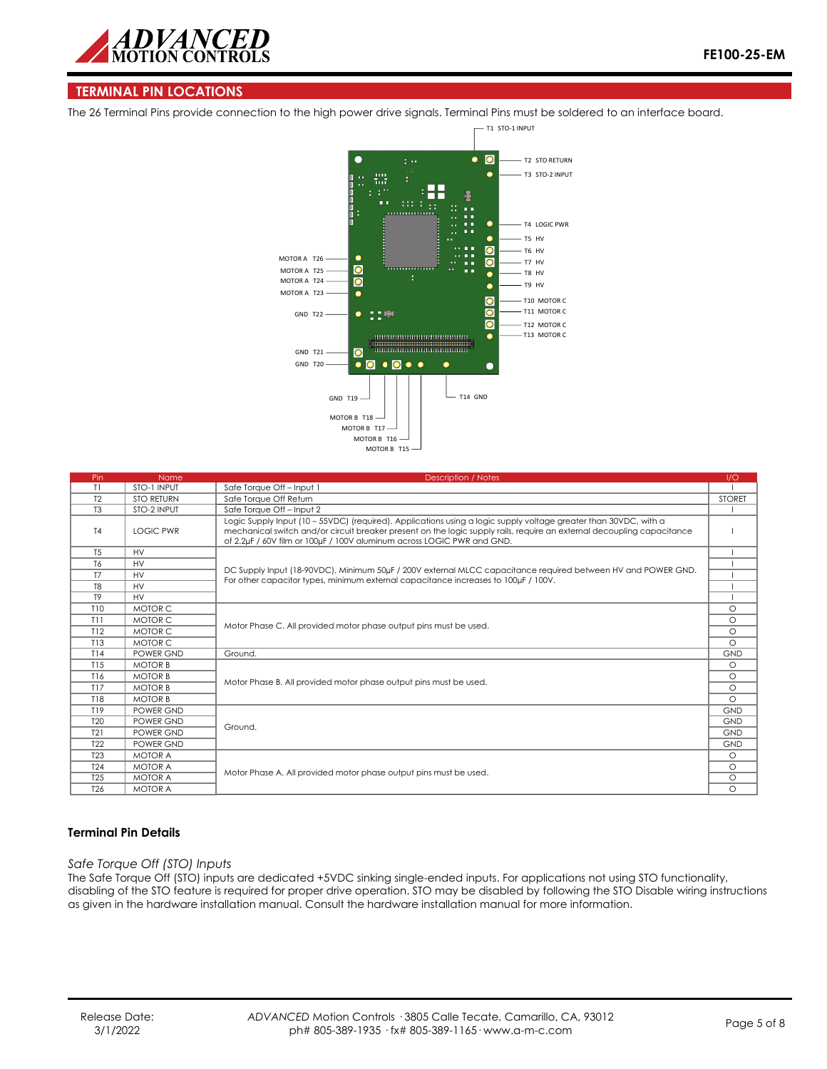## TERMINAL PIN LOCATIONS

The 26 Terminal Pins provide connection to the high power drive signals. Terminal Pins must be soldered to an interface board.

T1 STO-1 INPUT
T2 STO RETURN
T3 STO-2 INPUT
T4 LOGIC PWR
T5 HV
T6 HV
T7 HV
T8 HV
T9 HV
T10 MOTOR C
T11 MOTOR C
T12 MOTOR C
T13 MOTOR C
T14 GND
MOTOR B T15
MOTOR B T16
MOTOR B T17
MOTOR B T18
GND T19
GND T20
GND T21
GND T22
MOTOR A T23
MOTOR A T24
MOTOR A T25
MOTOR A T26

| Pin | Name | Description / Notes | I/O |
|---|---|---|---|
| T1 | STO-1 INPUT | Safe Torque Off – Input 1 | I |
| T2 | STO RETURN | Safe Torque Off Return | STORET |
| T3 | STO-2 INPUT | Safe Torque Off – Input 2 | I |
| T4 | LOGIC PWR | Logic Supply Input (10 – 55VDC) (required). Applications using a logic supply voltage greater than 30VDC, with a mechanical switch and/or circuit breaker present on the logic supply rails, require an external decoupling capacitance of 2.2µF / 60V film or 100µF / 100V aluminum across LOGIC PWR and GND. | I |
| T5 | HV | DC Supply Input (18-90VDC). Minimum 50µF / 200V external MLCC capacitance required between HV and POWER GND. For other capacitor types, minimum external capacitance increases to 100µF / 100V. | I |
| T6 | HV | | I |
| T7 | HV | | I |
| T8 | HV | | I |
| T9 | HV | | I |
| T10 | MOTOR C | Motor Phase C. All provided motor phase output pins must be used. | O |
| T11 | MOTOR C | | O |
| T12 | MOTOR C | | O |
| T13 | MOTOR C | | O |
| T14 | POWER GND | Ground. | GND |
| T15 | MOTOR B | Motor Phase B. All provided motor phase output pins must be used. | O |
| T16 | MOTOR B | | O |
| T17 | MOTOR B | | O |
| T18 | MOTOR B | | O |
| T19 | POWER GND | Ground. | GND |
| T20 | POWER GND | | GND |
| T21 | POWER GND | | GND |
| T22 | POWER GND | | GND |
| T23 | MOTOR A | Motor Phase A. All provided motor phase output pins must be used. | O |
| T24 | MOTOR A | | O |
| T25 | MOTOR A | | O |
| T26 | MOTOR A | | O |

### Terminal Pin Details

*Safe Torque Off (STO) Inputs*

The Safe Torque Off (STO) inputs are dedicated +5VDC sinking single-ended inputs. For applications not using STO functionality, disabling of the STO feature is required for proper drive operation. STO may be disabled by following the STO Disable wiring instructions as given in the hardware installation manual. Consult the hardware installation manual for more information.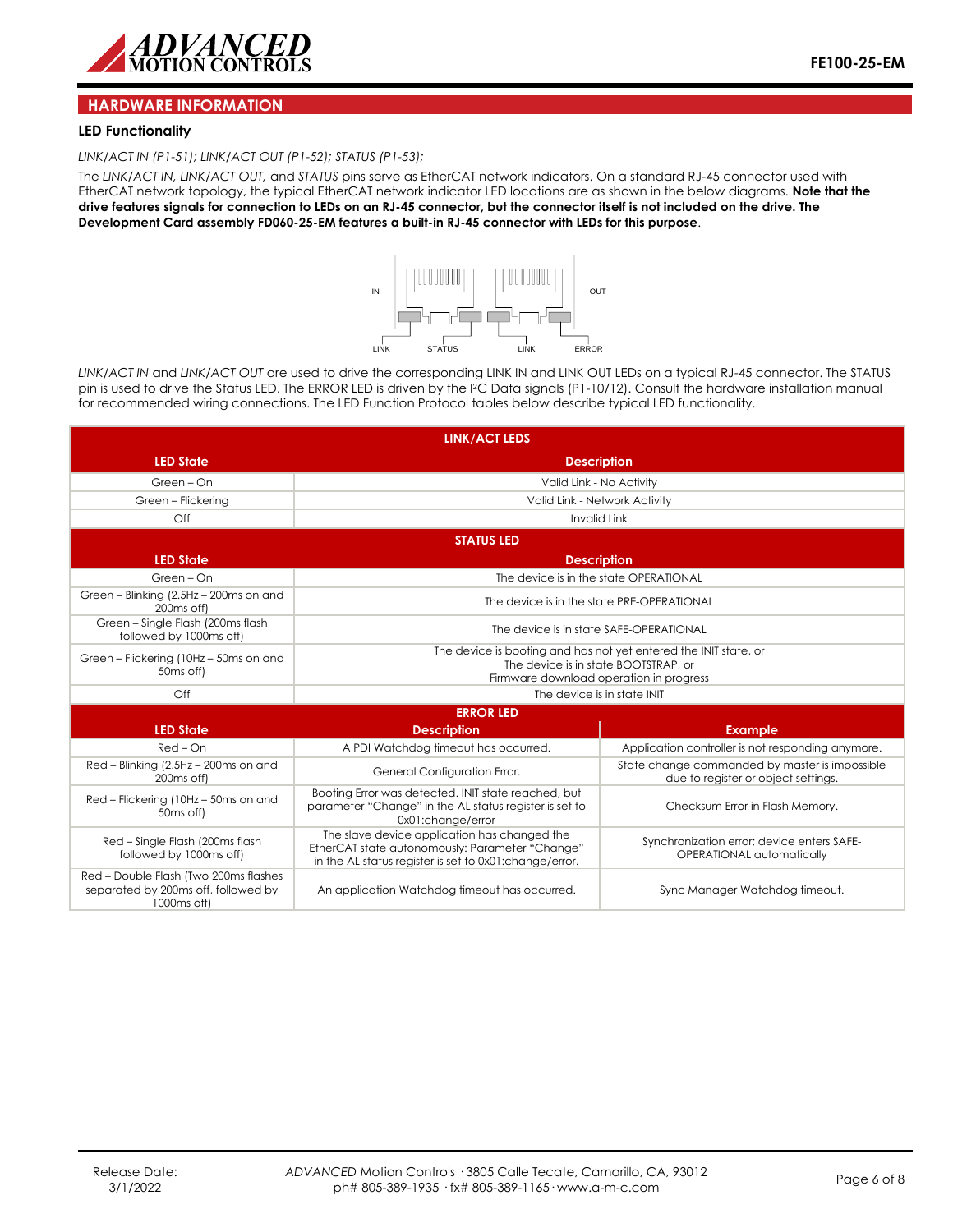## HARDWARE INFORMATION

### LED Functionality

*LINK/ACT IN (P1-51); LINK/ACT OUT (P1-52); STATUS (P1-53);*

The *LINK/ACT IN, LINK/ACT OUT,* and *STATUS* pins serve as EtherCAT network indicators. On a standard RJ-45 connector used with EtherCAT network topology, the typical EtherCAT network indicator LED locations are as shown in the below diagrams. **Note that the drive features signals for connection to LEDs on an RJ-45 connector, but the connector itself is not included on the drive. The Development Card assembly FD060-25-EM features a built-in RJ-45 connector with LEDs for this purpose**.

IN OUT
LINK STATUS LINK ERROR

*LINK/ACT IN* and *LINK/ACT OUT* are used to drive the corresponding LINK IN and LINK OUT LEDs on a typical RJ-45 connector. The STATUS pin is used to drive the Status LED. The ERROR LED is driven by the I²C Data signals (P1-10/12). Consult the hardware installation manual for recommended wiring connections. The LED Function Protocol tables below describe typical LED functionality.

| LINK/ACT LEDS | |
|---|---|
| **LED State** | **Description** |
| Green – On | Valid Link - No Activity |
| Green – Flickering | Valid Link - Network Activity |
| Off | Invalid Link |

| STATUS LED | |
|---|---|
| **LED State** | **Description** |
| Green – On | The device is in the state OPERATIONAL |
| Green – Blinking (2.5Hz – 200ms on and 200ms off) | The device is in the state PRE-OPERATIONAL |
| Green – Single Flash (200ms flash followed by 1000ms off) | The device is in state SAFE-OPERATIONAL |
| Green – Flickering (10Hz – 50ms on and 50ms off) | The device is booting and has not yet entered the INIT state, or The device is in state BOOTSTRAP, or Firmware download operation in progress |
| Off | The device is in state INIT |

| ERROR LED | | |
|---|---|---|
| **LED State** | **Description** | **Example** |
| Red – On | A PDI Watchdog timeout has occurred. | Application controller is not responding anymore. |
| Red – Blinking (2.5Hz – 200ms on and 200ms off) | General Configuration Error. | State change commanded by master is impossible due to register or object settings. |
| Red – Flickering (10Hz – 50ms on and 50ms off) | Booting Error was detected. INIT state reached, but parameter "Change" in the AL status register is set to 0x01:change/error | Checksum Error in Flash Memory. |
| Red – Single Flash (200ms flash followed by 1000ms off) | The slave device application has changed the EtherCAT state autonomously: Parameter "Change" in the AL status register is set to 0x01:change/error. | Synchronization error; device enters SAFE-OPERATIONAL automatically |
| Red – Double Flash (Two 200ms flashes separated by 200ms off, followed by 1000ms off) | An application Watchdog timeout has occurred. | Sync Manager Watchdog timeout. |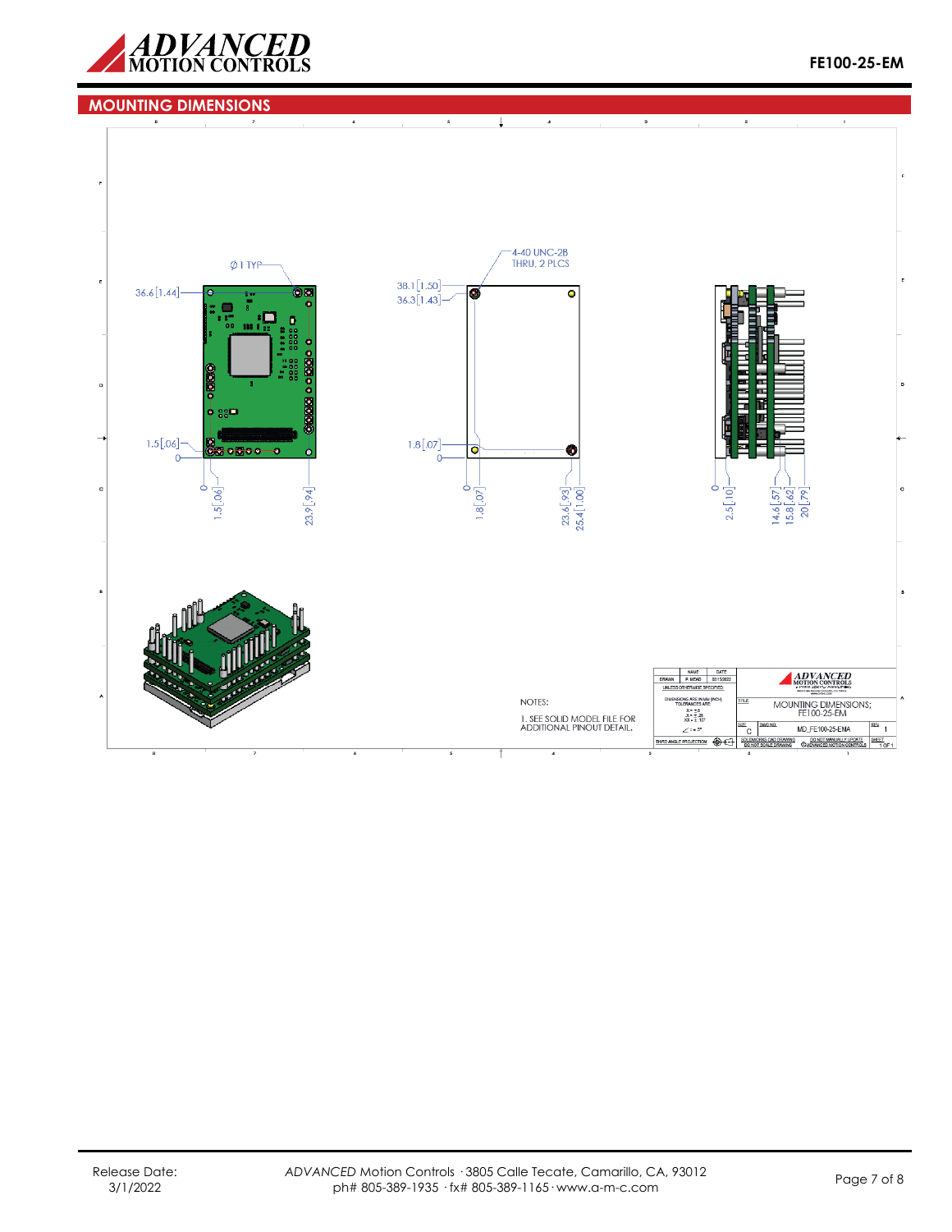## MOUNTING DIMENSIONS

∅1 TYP

36.6 [1.44]

1.5 [.06]

0

0

1.5 [.06]

23.9 [.94]

4-40 UNC-2B
THRU, 2 PLCS

38.1 [1.50]

36.3 [1.43]

1.8 [.07]

0

0

1.8 [.07]

23.6 [.93]

25.4 [1.00]

0

2.5 [.10]

14.6 [.57]

15.8 [.62]

20 [.79]

NOTES:

1. SEE SOLID MODEL FILE FOR ADDITIONAL PINOUT DETAIL.

| | NAME | DATE |
|---|---|---|
| DRAWN | P. MEAD | 02/15/2022 |

UNLESS OTHERWISE SPECIFIED:

DIMENSIONS ARE IN MM [INCH]
TOLERANCES ARE:
X = ±.5
.X = ±.25
.XX = ±.10
∠ = ±.5°

THIRD ANGLE PROJECTION

TITLE: MOUNTING DIMENSIONS; FE100-25-EM

SIZE: C

DWG NO.: MD_FE100-25-EMA

REV: 1

SOLIDWORKS CAD DRAWING — DO NOT SCALE DRAWING

DO NOT MANUALLY UPDATE — ©ADVANCED MOTION CONTROLS

SHEET 1 OF 1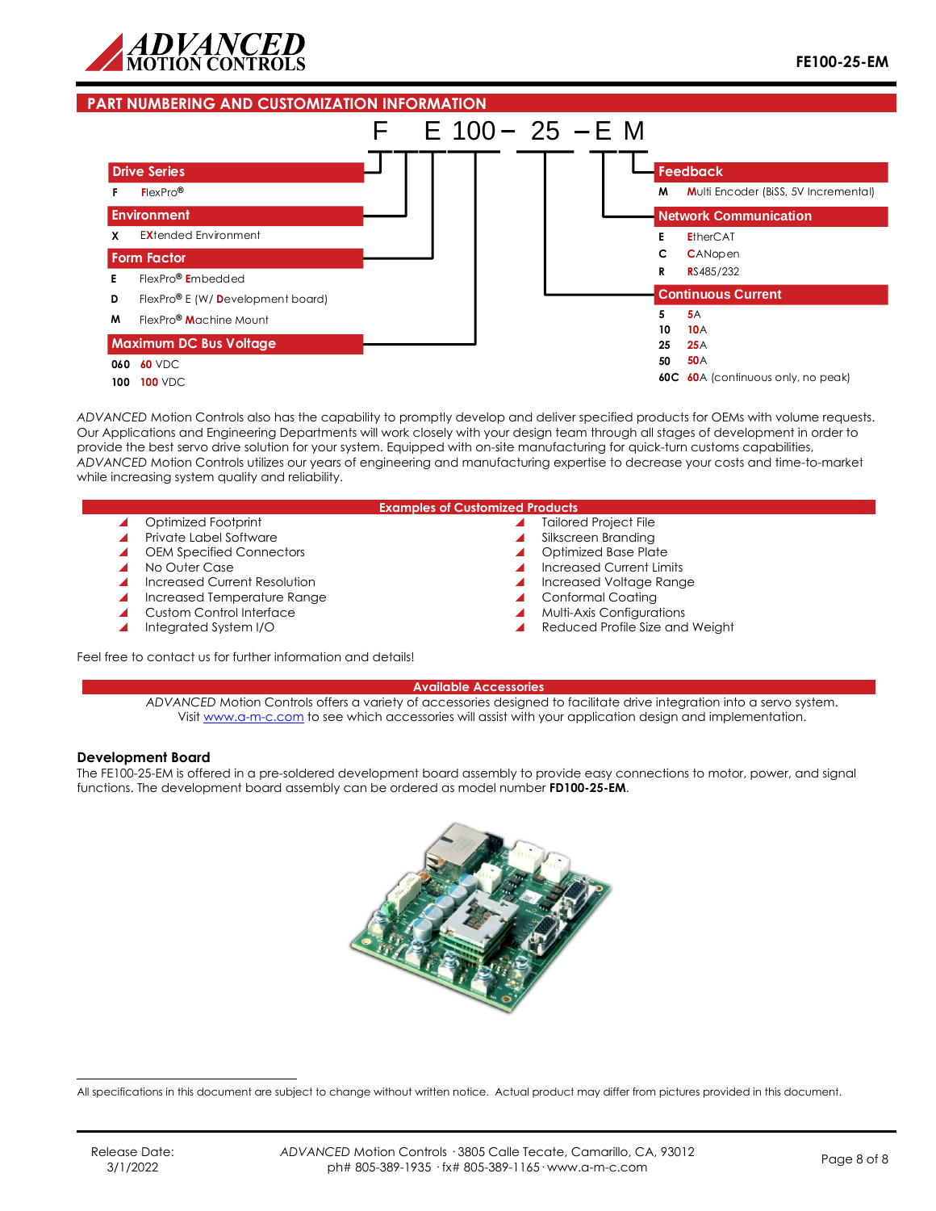## PART NUMBERING AND CUSTOMIZATION INFORMATION

F E 100 – 25 – E M

**Drive Series**

| | |
|---|---|
| F | FlexPro® |

**Environment**

| | |
|---|---|
| X | EXtended Environment |

**Form Factor**

| | |
|---|---|
| E | FlexPro® Embedded |
| D | FlexPro® E (W/ Development board) |
| M | FlexPro® Machine Mount |

**Maximum DC Bus Voltage**

| | |
|---|---|
| 060 | 60 VDC |
| 100 | 100 VDC |

**Feedback**

| | |
|---|---|
| M | Multi Encoder (BiSS, 5V Incremental) |

**Network Communication**

| | |
|---|---|
| E | EtherCAT |
| C | CANopen |
| R | RS485/232 |

**Continuous Current**

| | |
|---|---|
| 5 | 5A |
| 10 | 10A |
| 25 | 25A |
| 50 | 50A |
| 60C | 60A (continuous only, no peak) |

*ADVANCED* Motion Controls also has the capability to promptly develop and deliver specified products for OEMs with volume requests. Our Applications and Engineering Departments will work closely with your design team through all stages of development in order to provide the best servo drive solution for your system. Equipped with on-site manufacturing for quick-turn customs capabilities, *ADVANCED* Motion Controls utilizes our years of engineering and manufacturing expertise to decrease your costs and time-to-market while increasing system quality and reliability.

**Examples of Customized Products**

- Optimized Footprint
- Private Label Software
- OEM Specified Connectors
- No Outer Case
- Increased Current Resolution
- Increased Temperature Range
- Custom Control Interface
- Integrated System I/O
- Tailored Project File
- Silkscreen Branding
- Optimized Base Plate
- Increased Current Limits
- Increased Voltage Range
- Conformal Coating
- Multi-Axis Configurations
- Reduced Profile Size and Weight

Feel free to contact us for further information and details!

**Available Accessories**

*ADVANCED* Motion Controls offers a variety of accessories designed to facilitate drive integration into a servo system. Visit www.a-m-c.com to see which accessories will assist with your application design and implementation.

### Development Board

The FE100-25-EM is offered in a pre-soldered development board assembly to provide easy connections to motor, power, and signal functions. The development board assembly can be ordered as model number **FD100-25-EM**.

All specifications in this document are subject to change without written notice. Actual product may differ from pictures provided in this document.